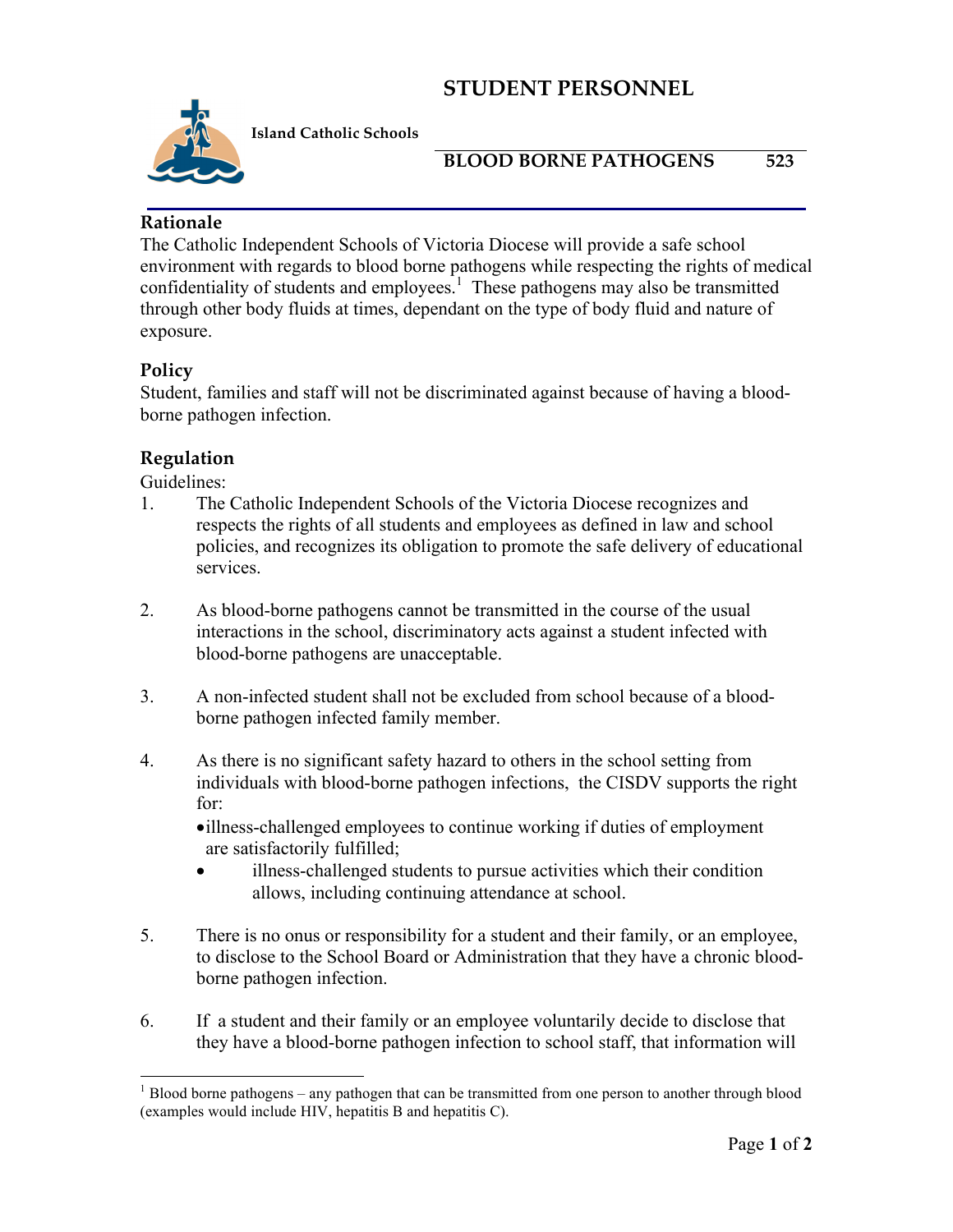# STUDENT PERSONNEL

**Island Catholic Schools**

## BLOOD BORNE PATHOGENS 523

### Rationale

The Catholic Independent Schools of Victoria Diocese will provide a safe school environment with regards to blood borne pathogens while respecting the rights of medical confidentiality of students and employees.[1] These pathogens may also be transmitted through other body fluids at times, dependant on the type of body fluid and nature of exposure.

### Policy

Student, families and staff will not be discriminated against because of having a blood-borne pathogen infection.

### Regulation

Guidelines:

1. The Catholic Independent Schools of the Victoria Diocese recognizes and respects the rights of all students and employees as defined in law and school policies, and recognizes its obligation to promote the safe delivery of educational services.

2. As blood-borne pathogens cannot be transmitted in the course of the usual interactions in the school, discriminatory acts against a student infected with blood-borne pathogens are unacceptable.

3. A non-infected student shall not be excluded from school because of a blood-borne pathogen infected family member.

4. As there is no significant safety hazard to others in the school setting from individuals with blood-borne pathogen infections, the CISDV supports the right for:
   - illness-challenged employees to continue working if duties of employment are satisfactorily fulfilled;
   - illness-challenged students to pursue activities which their condition allows, including continuing attendance at school.

5. There is no onus or responsibility for a student and their family, or an employee, to disclose to the School Board or Administration that they have a chronic blood-borne pathogen infection.

6. If a student and their family or an employee voluntarily decide to disclose that they have a blood-borne pathogen infection to school staff, that information will

---

[1] Blood borne pathogens – any pathogen that can be transmitted from one person to another through blood (examples would include HIV, hepatitis B and hepatitis C).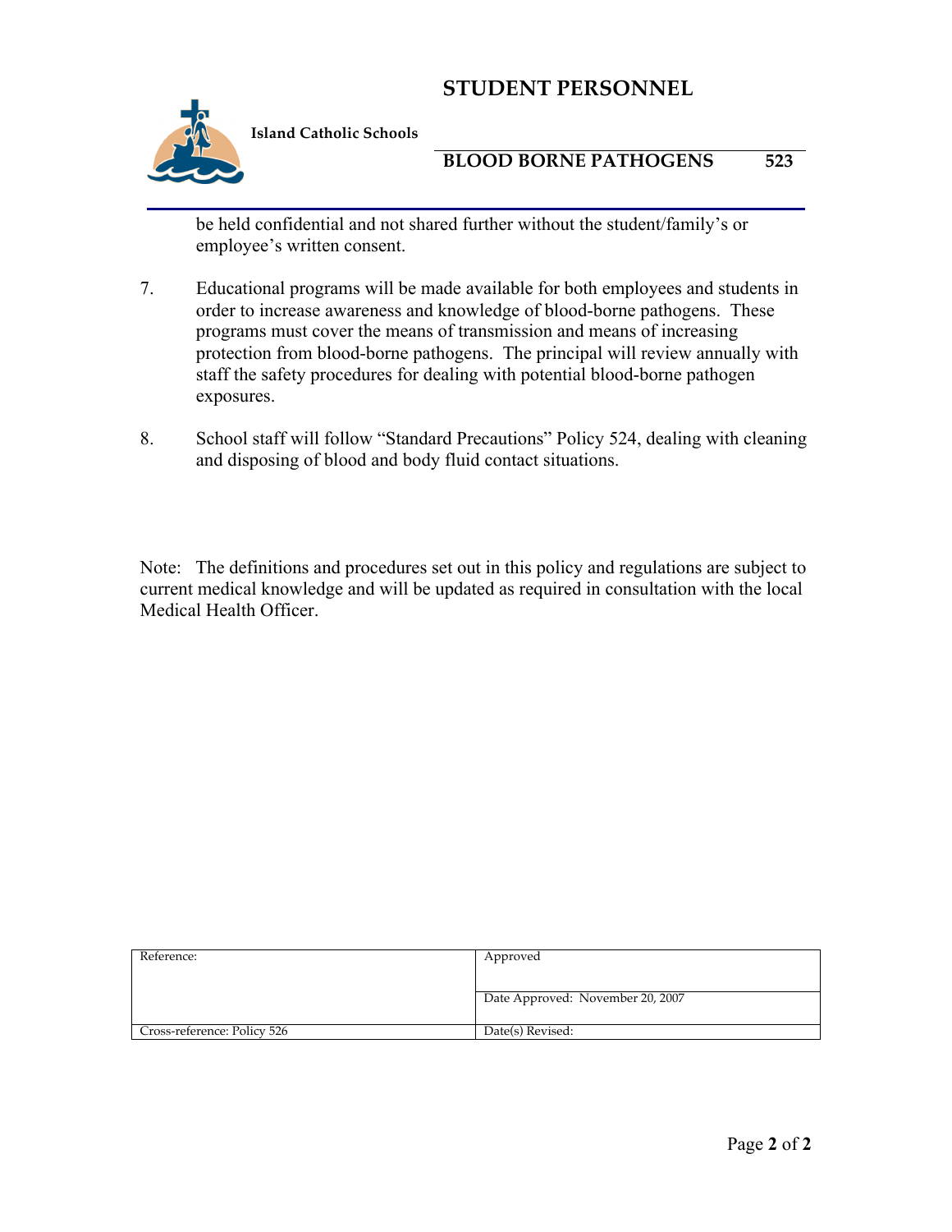be held confidential and not shared further without the student/family's or employee's written consent.

7. Educational programs will be made available for both employees and students in order to increase awareness and knowledge of blood-borne pathogens. These programs must cover the means of transmission and means of increasing protection from blood-borne pathogens. The principal will review annually with staff the safety procedures for dealing with potential blood-borne pathogen exposures.

8. School staff will follow "Standard Precautions" Policy 524, dealing with cleaning and disposing of blood and body fluid contact situations.

Note: The definitions and procedures set out in this policy and regulations are subject to current medical knowledge and will be updated as required in consultation with the local Medical Health Officer.

| | |
|---|---|
| Reference: | Approved |
| | Date Approved: November 20, 2007 |
| Cross-reference: Policy 526 | Date(s) Revised: |